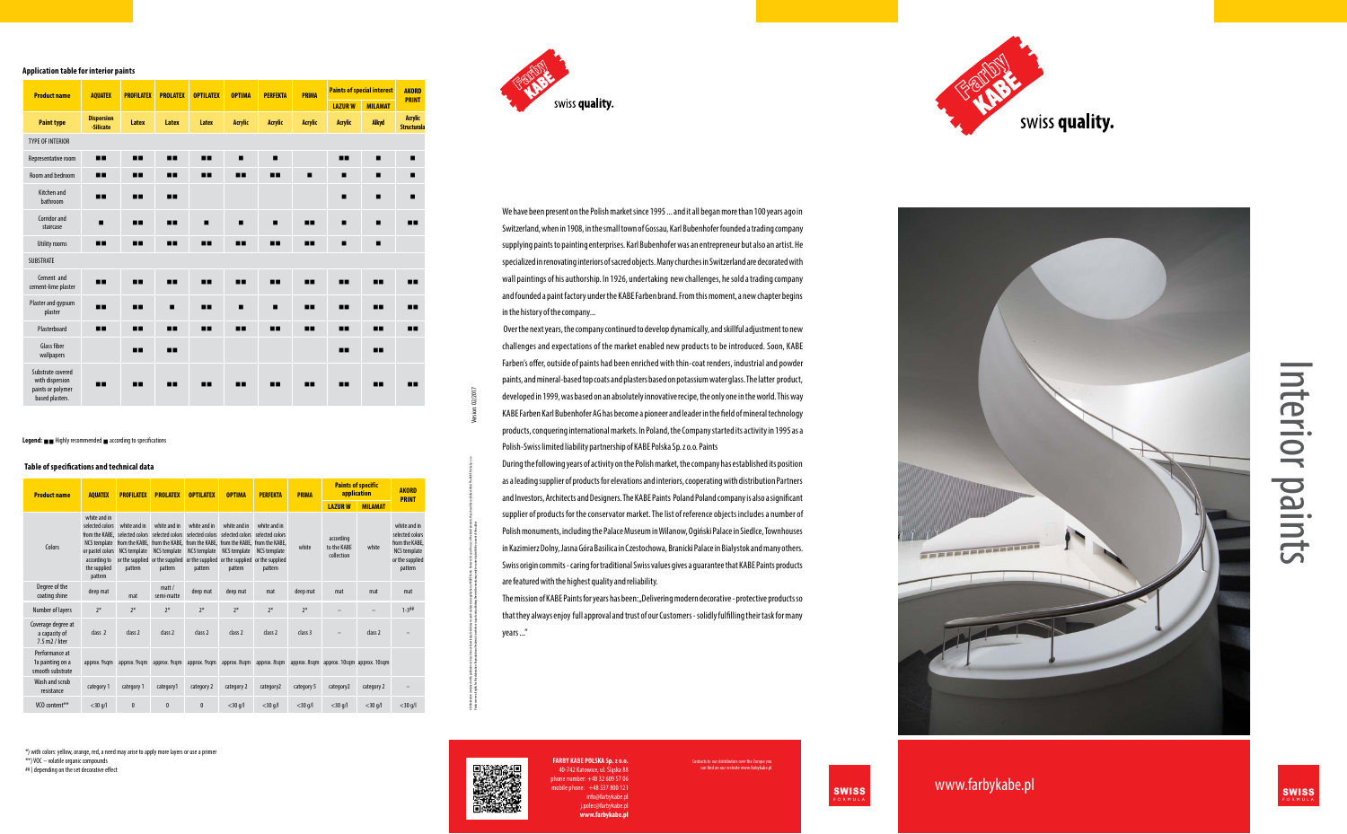## Application table for interior paints

| Product name | AQUATEX | PROFILATEX | PROLATEX | OPTILATEX | OPTIMA | PERFEKTA | PRIMA | Paints of special interest | | AKORD PRINT |
|---|---|---|---|---|---|---|---|---|---|---|
| | | | | | | | | LAZUR W | MILAMAT | |
| Paint type | Dispersion -Silicate | Latex | Latex | Latex | Acrylic | Acrylic | Acrylic | Acrylic | Alkyd | Acrylic Structurala |
| TYPE OF INTERIOR | | | | | | | | | | |
| Representative room | ■■ | ■■ | ■■ | ■■ | ■ | ■ | | ■■ | ■ | ■ |
| Room and bedroom | ■■ | ■■ | ■■ | ■■ | ■■ | ■■ | ■ | ■■ | ■ | ■ |
| Kitchen and bathroom | ■■ | ■■ | ■■ | | | | | ■ | ■ | ■ |
| Corridor and staircase | ■ | ■■ | ■■ | ■ | ■ | ■ | ■■ | ■ | ■ | ■■ |
| Utility rooms | ■■ | ■■ | ■■ | ■■ | ■■ | ■■ | ■■ | ■ | ■ | |
| SUBSTRATE | | | | | | | | | | |
| Cement and cement-lime plaster | ■■ | ■■ | ■■ | ■■ | ■■ | ■■ | ■■ | ■■ | ■■ | ■■ |
| Plaster and gypsum plaster | ■■ | ■■ | ■ | ■■ | ■ | ■ | ■■ | ■■ | ■■ | ■■ |
| Plasterboard | ■■ | ■■ | ■■ | ■■ | ■■ | ■■ | ■■ | ■■ | ■■ | ■■ |
| Glass fiber wallpapers | | ■■ | ■■ | | | | | ■■ | ■■ | |
| Substrate covered with dispersion paints or polymer based plasters. | ■■ | ■■ | ■■ | ■■ | ■■ | ■■ | ■■ | ■■ | ■■ | ■■ |

**Legend:** ■■ Highly recommended ■ according to specifications

## Table of specifications and technical data

| Product name | AQUATEX | PROFILATEX | PROLATEX | OPTILATEX | OPTIMA | PERFEKTA | PRIMA | Paints of specific application | | AKORD PRINT |
|---|---|---|---|---|---|---|---|---|---|---|
| | | | | | | | | LAZUR W | MILAMAT | |
| Colors | white and in selected colors from the KABE, NCS template or pastel colors according to the supplied pattern | white and in selected colors from the KABE, NCS template or the supplied pattern | white and in selected colors from the KABE, NCS template or the supplied pattern | white and in selected colors from the KABE, NCS template or the supplied pattern | white and in selected colors from the KABE, NCS template or the supplied pattern | white and in selected colors from the KABE, NCS template or the supplied pattern | white | according to the KABE collection | white | white and in selected colors from the KABE, NCS template or the supplied pattern |
| Degree of the coating shine | deep mat | mat | matt / semi-matte | deep mat | deep mat | mat | deep mat | mat | mat | mat |
| Number of layers | 2* | 2* | 2* | 2* | 2* | 2* | 2* | – | – | 1-3## |
| Coverage degree at a capacity of 7.5 m2 / liter | class 2 | class 2 | class 2 | class 2 | class 2 | class 2 | class 3 | – | class 2 | – |
| Performance at 1x painting on a smooth substrate | approx. 9sqm | approx. 9sqm | approx. 9sqm | approx. 9sqm | approx. 8sqm | approx. 8sqm | approx. 8sqm | approx. 10sqm | approx. 10sqm | |
| Wash and scrub resistance | category 1 | category 1 | category1 | category 2 | category 2 | category2 | category 5 | category2 | category 2 | – |
| VOC content** | <30 g/l | 0 | 0 | 0 | <30 g/l | <30 g/l | <30 g/l | <30 g/l | <30 g/l | <30 g/l |

*) with colors: yellow, orange, red, a need may arise to apply more layers or use a primer

**) VOC – volatile organic compounds

## ) depending on the set decorative effect

Farby KABE swiss **quality.**

We have been present on the Polish market since 1995 ... and it all began more than 100 years ago in Switzerland, when in 1908, in the small town of Gossau, Karl Bubenhofer founded a trading company supplying paints to painting enterprises. Karl Bubenhofer was an entrepreneur but also an artist. He specialized in renovating interiors of sacred objects. Many churches in Switzerland are decorated with wall paintings of his authorship. In 1926, undertaking new challenges, he sold a trading company and founded a paint factory under the KABE Farben brand. From this moment, a new chapter begins in the history of the company...

Over the next years, the company continued to develop dynamically, and skillful adjustment to new challenges and expectations of the market enabled new products to be introduced. Soon, KABE Farben's offer, outside of paints had been enriched with thin-coat renders, industrial and powder paints, and mineral-based top coats and plasters based on potassium water glass. The latter product, developed in 1999, was based on an absolutely innovative recipe, the only one in the world. This way KABE Farben Karl Bubenhofer AG has become a pioneer and leader in the field of mineral technology products, conquering international markets. In Poland, the Company started its activity in 1995 as a Polish-Swiss limited liability partnership of KABE Polska Sp. z o.o. Paints

During the following years of activity on the Polish market, the company has established its position as a leading supplier of products for elevations and interiors, cooperating with distribution Partners and Investors, Architects and Designers. The KABE Paints Poland Poland company is also a significant supplier of products for the conservator market. The list of reference objects includes a number of Polish monuments, including the Palace Museum in Wilanow, Ogiński Palace in Siedlce, Townhouses in Kazimierz Dolny, Jasna Góra Basilica in Czestochowa, Branicki Palace in Bialystok and many others. Swiss origin commits - caring for traditional Swiss values gives a guarantee that KABE Paints products are featured with the highest quality and reliability.

The mission of KABE Paints for years has been: „Delivering modern decorative - protective products so that they always enjoy full approval and trust of our Customers - solidly fulfilling their task for many years ..."

Version: 02/2017

**FARBY KABE POLSKA Sp. z o.o.**
40-742 Katowice, ul. Śląska 88
phone number: +48 32 609 57 06
mobile phone: +48 537 800 121
info@farbykabe.pl
j.poles@farbykabe.pl
**www.farbykabe.pl**

Contacts to our distributors over the Europe you can find on our website www.farbykabe.pl

SWISS FORMULA

Farby KABE swiss **quality.**

# Interior paints

www.farbykabe.pl

SWISS FORMULA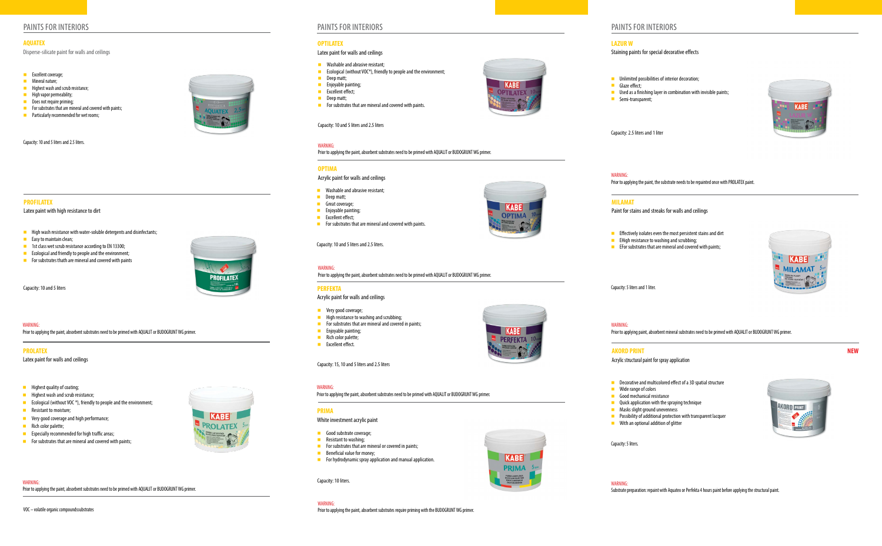## PAINTS FOR INTERIORS

### AQUATEX

Disperse-silicate paint for walls and ceilings

- Excellent coverage;
- Mineral nature;
- Highest wash and scrub resistance;
- High vapor permeability;
- Does not require priming;
- For substrates that are mineral and covered with paints;
- Particularly recommended for wet rooms;

Capacity: 10 and 5 liters and 2.5 liters.

### PROFILATEX

Latex paint with high resistance to dirt

- High wash resistance with water-soluble detergents and disinfectants;
- Easy to maintain clean;
- 1st class wet scrub resistance according to EN 13300;
- Ecological and friendly to people and the environment;
- For substrates thath are mineral and covered with paints

Capacity: 10 and 5 liters

WARNING:
Prior to applying the paint, absorbent substrates need to be primed with AQUALIT or BUDOGRUNT WG primer.

### PROLATEX

Latex paint for walls and ceilings

- Highest quality of coating;
- Highest wash and scrub resistance;
- Ecological (without VOC \*), friendly to people and the environment;
- Resistant to moisture;
- Very good coverage and high performance;
- Rich color palette;
- Especially recommended for high traffic areas;
- For substrates that are mineral and covered with paints;

WARNING:
Prior to applying the paint, absorbent substrates need to be primed with AQUALIT or BUDOGRUNT WG primer.

VOC – volatile organic compoundssubstrates

## PAINTS FOR INTERIORS

### OPTILATEX

Latex paint for walls and ceilings

- Washable and abrasive resistant;
- Ecological (without VOC\*), friendly to people and the environment;
- Deep matt;
- Enjoyable painting;
- Excellent effect;
- Deep matt;
- For substrates that are mineral and covered with paints.

Capacity: 10 and 5 liters and 2.5 liters

WARNING:
Prior to applying the paint, absorbent substrates need to be primed with AQUALIT or BUDOGRUNT WG primer.

### OPTIMA

Acrylic paint for walls and ceilings

- Washable and abrasive resistant;
- Deep matt;
- Great coverage;
- Enjoyable painting;
- Excellent effect;
- For substrates that are mineral and covered with paints.

Capacity: 10 and 5 liters and 2.5 liters.

WARNING:
Prior to applying the paint, absorbent substrates need to be primed with AQUALIT or BUDOGRUNT WG primer.

### PERFEKTA

Acrylic paint for walls and ceilings

- Very good coverage;
- High resistance to washing and scrubbing;
- For substrates that are mineral and covered in paints;
- Enjoyable painting;
- Rich color palette;
- Excellent effect.

Capacity: 15, 10 and 5 liters and 2.5 liters

WARNING:
Prior to applying the paint, absorbent substrates need to be primed with AQUALIT or BUDOGRUNT WG primer.

### PRIMA

White investment acrylic paint

- Good substrate coverage;
- Resistant to washing;
- For substrates that are mineral or covered in paints;
- Beneficial value for money;
- For hydrodynamic spray application and manual application.

Capacity: 10 liters.

WARNING:
Prior to applying the paint, absorbent substrates require priming with the BUDOGRUNT WG primer.

## PAINTS FOR INTERIORS

### LAZUR W

Staining paints for special decorative effects

- Unlimited possibilities of interior decoration;
- Glaze effect;
- Used as a finishing layer in combination with invisible paints;
- Semi-transparent;

Capacity: 2.5 liters and 1 liter

WARNING:
Prior to applying the paint, the substrate needs to be repainted once with PROLATEX paint.

### MILAMAT

Paint for stains and streaks for walls and ceilings

- Effectively isolates even the most persistent stains and dirt
- EHigh resistance to washing and scrubbing;
- EFor substrates that are mineral and covered with paints;

Capacity: 5 liters and 1 liter.

WARNING:
Prior to applying paint, absorbent mineral substrates need to be primed with AQUALIT or BUDOGRUNT WG primer.

### AKORD PRINT — NEW

Acrylic structural paint for spray application

- Decorative and multicolored effect of a 3D spatial structure
- Wide range of colors
- Good mechanical resistance
- Quick application with the spraying technique
- Masks slight ground unevenness
- Possibility of additional protection with transparent lacquer
- With an optional addition of glitter

Capacity: 5 liters.

WARNING:
Substrate preparation: repaint with Aquatex or Perfekta 4 hours paint before applying the structural paint.